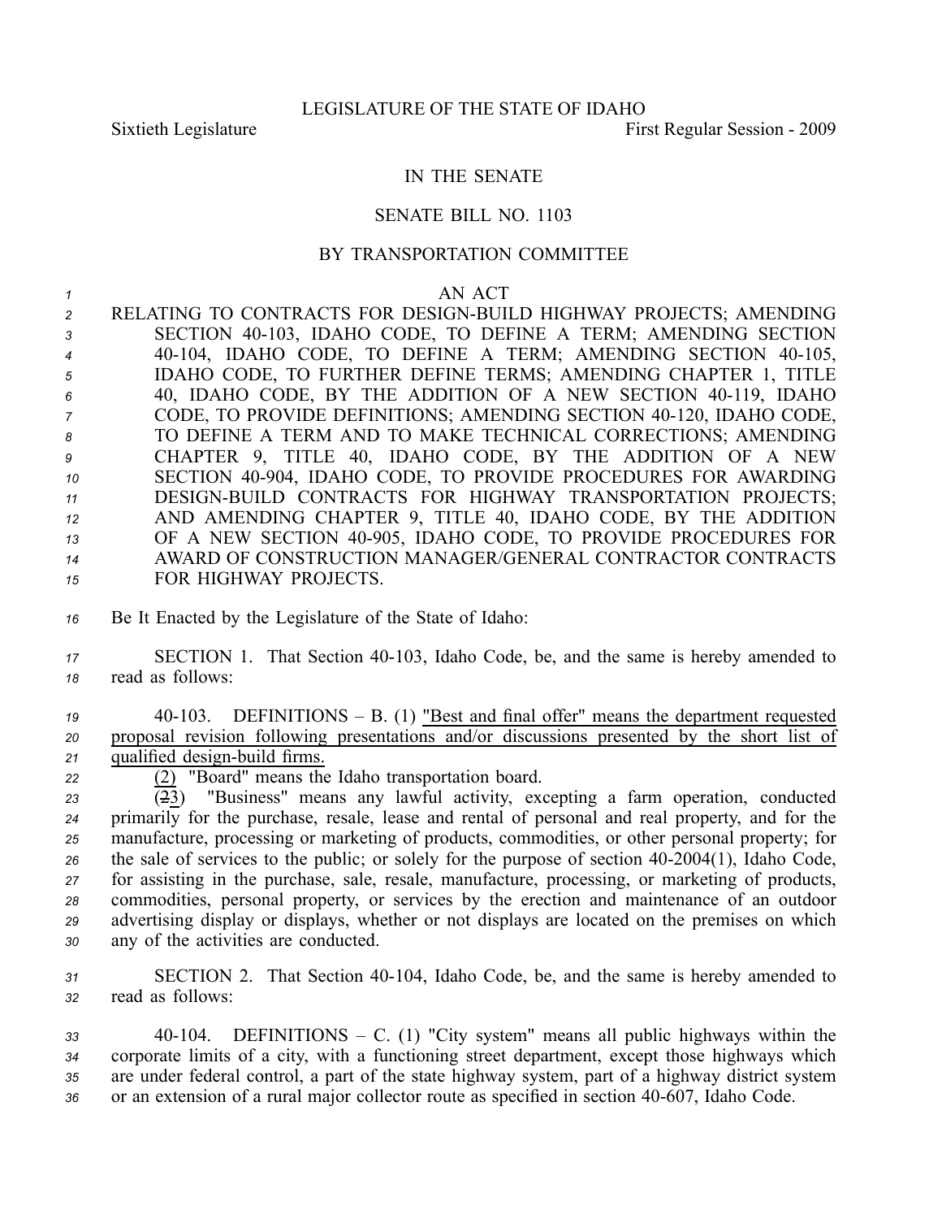LEGISLATURE OF THE STATE OF IDAHO

Sixtieth Legislature First Regular Session - 2009

IN THE SENATE

SENATE BILL NO. 1103

BY TRANSPORTATION COMMITTEE

AN ACT

RELATING TO CONTRACTS FOR DESIGN-BUILD HIGHWAY PROJECTS; AMENDING SECTION 40-103, IDAHO CODE, TO DEFINE A TERM; AMENDING SECTION 40-104, IDAHO CODE, TO DEFINE A TERM; AMENDING SECTION 40-105, IDAHO CODE, TO FURTHER DEFINE TERMS; AMENDING CHAPTER 1, TITLE 40, IDAHO CODE, BY THE ADDITION OF A NEW SECTION 40-119, IDAHO CODE, TO PROVIDE DEFINITIONS; AMENDING SECTION 40-120, IDAHO CODE, TO DEFINE A TERM AND TO MAKE TECHNICAL CORRECTIONS; AMENDING CHAPTER 9, TITLE 40, IDAHO CODE, BY THE ADDITION OF A NEW SECTION 40-904, IDAHO CODE, TO PROVIDE PROCEDURES FOR AWARDING DESIGN-BUILD CONTRACTS FOR HIGHWAY TRANSPORTATION PROJECTS; AND AMENDING CHAPTER 9, TITLE 40, IDAHO CODE, BY THE ADDITION OF A NEW SECTION 40-905, IDAHO CODE, TO PROVIDE PROCEDURES FOR AWARD OF CONSTRUCTION MANAGER/GENERAL CONTRACTOR CONTRACTS FOR HIGHWAY PROJECTS.

Be It Enacted by the Legislature of the State of Idaho:

SECTION 1. That Section 40-103, Idaho Code, be, and the same is hereby amended to read as follows:

40-103. DEFINITIONS – B. (1) "Best and final offer" means the department requested proposal revision following presentations and/or discussions presented by the short list of qualified design-build firms.

(2) "Board" means the Idaho transportation board.

(23) "Business" means any lawful activity, excepting a farm operation, conducted primarily for the purchase, resale, lease and rental of personal and real property, and for the manufacture, processing or marketing of products, commodities, or other personal property; for the sale of services to the public; or solely for the purpose of section 40-2004(1), Idaho Code, for assisting in the purchase, sale, resale, manufacture, processing, or marketing of products, commodities, personal property, or services by the erection and maintenance of an outdoor advertising display or displays, whether or not displays are located on the premises on which any of the activities are conducted.

SECTION 2. That Section 40-104, Idaho Code, be, and the same is hereby amended to read as follows:

40-104. DEFINITIONS – C. (1) "City system" means all public highways within the corporate limits of a city, with a functioning street department, except those highways which are under federal control, a part of the state highway system, part of a highway district system or an extension of a rural major collector route as specified in section 40-607, Idaho Code.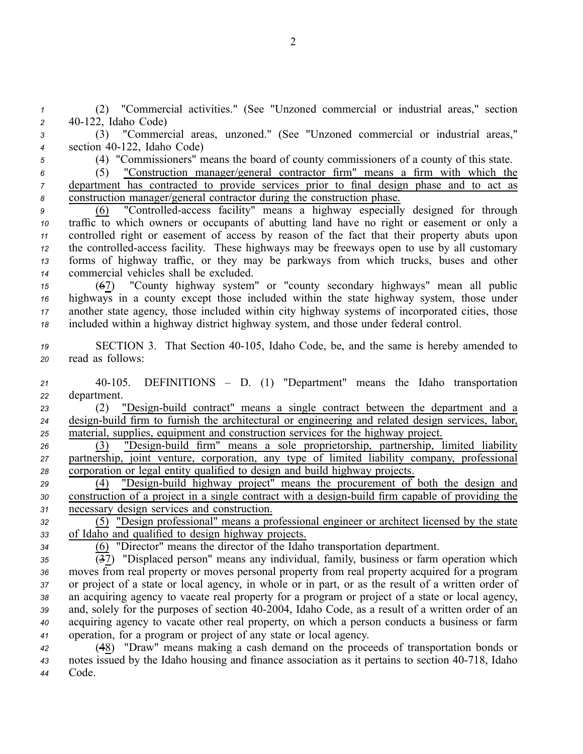(2) "Commercial activities." (See "Unzoned commercial or industrial areas," section 40-122, Idaho Code)

(3) "Commercial areas, unzoned." (See "Unzoned commercial or industrial areas," section 40-122, Idaho Code)

(4) "Commissioners" means the board of county commissioners of a county of this state.

(5) "Construction manager/general contractor firm" means a firm with which the department has contracted to provide services prior to final design phase and to act as construction manager/general contractor during the construction phase.

(6) "Controlled-access facility" means a highway especially designed for through traffic to which owners or occupants of abutting land have no right or easement or only a controlled right or easement of access by reason of the fact that their property abuts upon the controlled-access facility. These highways may be freeways open to use by all customary forms of highway traffic, or they may be parkways from which trucks, buses and other commercial vehicles shall be excluded.

(67) "County highway system" or "county secondary highways" mean all public highways in a county except those included within the state highway system, those under another state agency, those included within city highway systems of incorporated cities, those included within a highway district highway system, and those under federal control.

SECTION 3. That Section 40-105, Idaho Code, be, and the same is hereby amended to read as follows:

40-105. DEFINITIONS – D. (1) "Department" means the Idaho transportation department.

(2) "Design-build contract" means a single contract between the department and a design-build firm to furnish the architectural or engineering and related design services, labor, material, supplies, equipment and construction services for the highway project.

(3) "Design-build firm" means a sole proprietorship, partnership, limited liability partnership, joint venture, corporation, any type of limited liability company, professional corporation or legal entity qualified to design and build highway projects.

(4) "Design-build highway project" means the procurement of both the design and construction of a project in a single contract with a design-build firm capable of providing the necessary design services and construction.

(5) "Design professional" means a professional engineer or architect licensed by the state of Idaho and qualified to design highway projects.

(6) "Director" means the director of the Idaho transportation department.

(37) "Displaced person" means any individual, family, business or farm operation which moves from real property or moves personal property from real property acquired for a program or project of a state or local agency, in whole or in part, or as the result of a written order of an acquiring agency to vacate real property for a program or project of a state or local agency, and, solely for the purposes of section 40-2004, Idaho Code, as a result of a written order of an acquiring agency to vacate other real property, on which a person conducts a business or farm operation, for a program or project of any state or local agency.

(48) "Draw" means making a cash demand on the proceeds of transportation bonds or notes issued by the Idaho housing and finance association as it pertains to section 40-718, Idaho Code.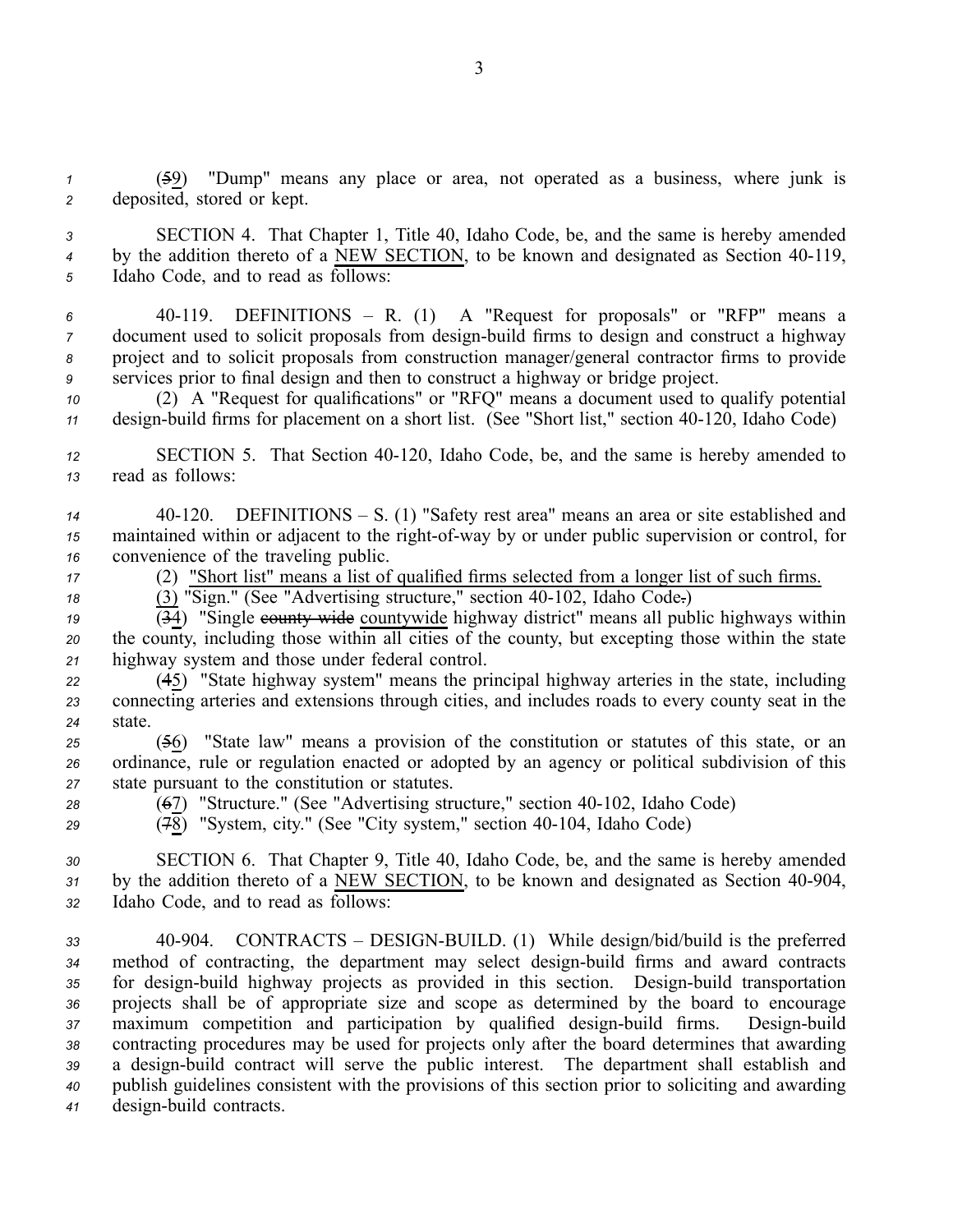(~~5~~9) "Dump" means any place or area, not operated as a business, where junk is deposited, stored or kept.

SECTION 4. That Chapter 1, Title 40, Idaho Code, be, and the same is hereby amended by the addition thereto of a NEW SECTION, to be known and designated as Section 40-119, Idaho Code, and to read as follows:

40-119. DEFINITIONS – R. (1) A "Request for proposals" or "RFP" means a document used to solicit proposals from design-build firms to design and construct a highway project and to solicit proposals from construction manager/general contractor firms to provide services prior to final design and then to construct a highway or bridge project.

(2) A "Request for qualifications" or "RFQ" means a document used to qualify potential design-build firms for placement on a short list. (See "Short list," section 40-120, Idaho Code)

SECTION 5. That Section 40-120, Idaho Code, be, and the same is hereby amended to read as follows:

40-120. DEFINITIONS – S. (1) "Safety rest area" means an area or site established and maintained within or adjacent to the right-of-way by or under public supervision or control, for convenience of the traveling public.

(2) "Short list" means a list of qualified firms selected from a longer list of such firms.

(3) "Sign." (See "Advertising structure," section 40-102, Idaho Code~~.~~)

(~~3~~4) "Single ~~county wide~~ countywide highway district" means all public highways within the county, including those within all cities of the county, but excepting those within the state highway system and those under federal control.

(~~4~~5) "State highway system" means the principal highway arteries in the state, including connecting arteries and extensions through cities, and includes roads to every county seat in the state.

(~~5~~6) "State law" means a provision of the constitution or statutes of this state, or an ordinance, rule or regulation enacted or adopted by an agency or political subdivision of this state pursuant to the constitution or statutes.

(~~6~~7) "Structure." (See "Advertising structure," section 40-102, Idaho Code)

(~~7~~8) "System, city." (See "City system," section 40-104, Idaho Code)

SECTION 6. That Chapter 9, Title 40, Idaho Code, be, and the same is hereby amended by the addition thereto of a NEW SECTION, to be known and designated as Section 40-904, Idaho Code, and to read as follows:

40-904. CONTRACTS – DESIGN-BUILD. (1) While design/bid/build is the preferred method of contracting, the department may select design-build firms and award contracts for design-build highway projects as provided in this section. Design-build transportation projects shall be of appropriate size and scope as determined by the board to encourage maximum competition and participation by qualified design-build firms. Design-build contracting procedures may be used for projects only after the board determines that awarding a design-build contract will serve the public interest. The department shall establish and publish guidelines consistent with the provisions of this section prior to soliciting and awarding design-build contracts.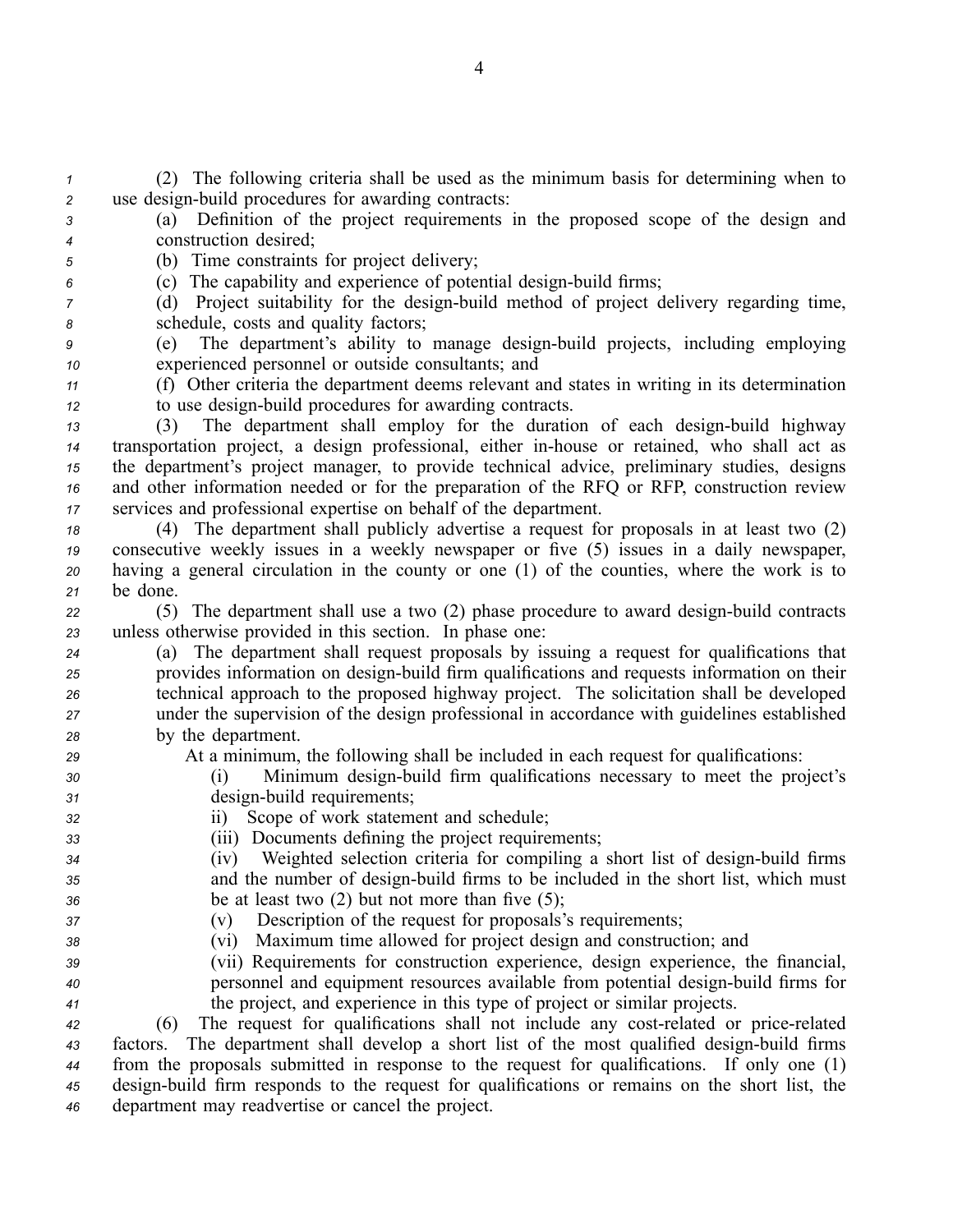(2) The following criteria shall be used as the minimum basis for determining when to use design-build procedures for awarding contracts:

(a) Definition of the project requirements in the proposed scope of the design and construction desired;

(b) Time constraints for project delivery;

(c) The capability and experience of potential design-build firms;

(d) Project suitability for the design-build method of project delivery regarding time, schedule, costs and quality factors;

(e) The department's ability to manage design-build projects, including employing experienced personnel or outside consultants; and

(f) Other criteria the department deems relevant and states in writing in its determination to use design-build procedures for awarding contracts.

(3) The department shall employ for the duration of each design-build highway transportation project, a design professional, either in-house or retained, who shall act as the department's project manager, to provide technical advice, preliminary studies, designs and other information needed or for the preparation of the RFQ or RFP, construction review services and professional expertise on behalf of the department.

(4) The department shall publicly advertise a request for proposals in at least two (2) consecutive weekly issues in a weekly newspaper or five (5) issues in a daily newspaper, having a general circulation in the county or one (1) of the counties, where the work is to be done.

(5) The department shall use a two (2) phase procedure to award design-build contracts unless otherwise provided in this section. In phase one:

(a) The department shall request proposals by issuing a request for qualifications that provides information on design-build firm qualifications and requests information on their technical approach to the proposed highway project. The solicitation shall be developed under the supervision of the design professional in accordance with guidelines established by the department.

At a minimum, the following shall be included in each request for qualifications:

(i) Minimum design-build firm qualifications necessary to meet the project's design-build requirements;

ii) Scope of work statement and schedule;

(iii) Documents defining the project requirements;

(iv) Weighted selection criteria for compiling a short list of design-build firms and the number of design-build firms to be included in the short list, which must be at least two (2) but not more than five (5);

(v) Description of the request for proposals's requirements;

(vi) Maximum time allowed for project design and construction; and

(vii) Requirements for construction experience, design experience, the financial, personnel and equipment resources available from potential design-build firms for the project, and experience in this type of project or similar projects.

(6) The request for qualifications shall not include any cost-related or price-related factors. The department shall develop a short list of the most qualified design-build firms from the proposals submitted in response to the request for qualifications. If only one (1) design-build firm responds to the request for qualifications or remains on the short list, the department may readvertise or cancel the project.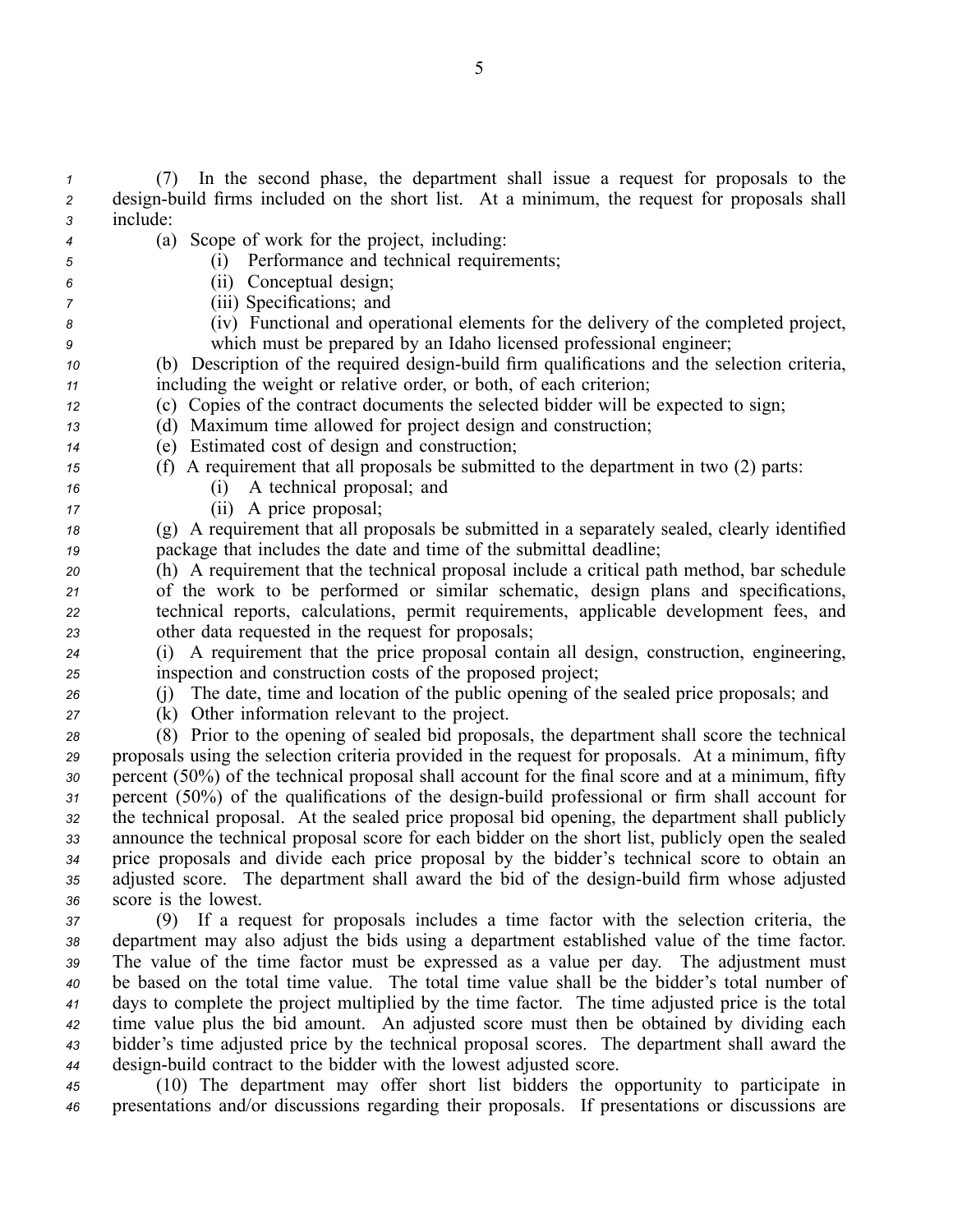(7) In the second phase, the department shall issue a request for proposals to the design-build firms included on the short list. At a minimum, the request for proposals shall include:

(a) Scope of work for the project, including:

(i) Performance and technical requirements;

(ii) Conceptual design;

(iii) Specifications; and

(iv) Functional and operational elements for the delivery of the completed project, which must be prepared by an Idaho licensed professional engineer;

(b) Description of the required design-build firm qualifications and the selection criteria, including the weight or relative order, or both, of each criterion;

(c) Copies of the contract documents the selected bidder will be expected to sign;

(d) Maximum time allowed for project design and construction;

(e) Estimated cost of design and construction;

(f) A requirement that all proposals be submitted to the department in two (2) parts:

(i) A technical proposal; and

(ii) A price proposal;

(g) A requirement that all proposals be submitted in a separately sealed, clearly identified package that includes the date and time of the submittal deadline;

(h) A requirement that the technical proposal include a critical path method, bar schedule of the work to be performed or similar schematic, design plans and specifications, technical reports, calculations, permit requirements, applicable development fees, and other data requested in the request for proposals;

(i) A requirement that the price proposal contain all design, construction, engineering, inspection and construction costs of the proposed project;

(j) The date, time and location of the public opening of the sealed price proposals; and

(k) Other information relevant to the project.

(8) Prior to the opening of sealed bid proposals, the department shall score the technical proposals using the selection criteria provided in the request for proposals. At a minimum, fifty percent (50%) of the technical proposal shall account for the final score and at a minimum, fifty percent (50%) of the qualifications of the design-build professional or firm shall account for the technical proposal. At the sealed price proposal bid opening, the department shall publicly announce the technical proposal score for each bidder on the short list, publicly open the sealed price proposals and divide each price proposal by the bidder's technical score to obtain an adjusted score. The department shall award the bid of the design-build firm whose adjusted score is the lowest.

(9) If a request for proposals includes a time factor with the selection criteria, the department may also adjust the bids using a department established value of the time factor. The value of the time factor must be expressed as a value per day. The adjustment must be based on the total time value. The total time value shall be the bidder's total number of days to complete the project multiplied by the time factor. The time adjusted price is the total time value plus the bid amount. An adjusted score must then be obtained by dividing each bidder's time adjusted price by the technical proposal scores. The department shall award the design-build contract to the bidder with the lowest adjusted score.

(10) The department may offer short list bidders the opportunity to participate in presentations and/or discussions regarding their proposals. If presentations or discussions are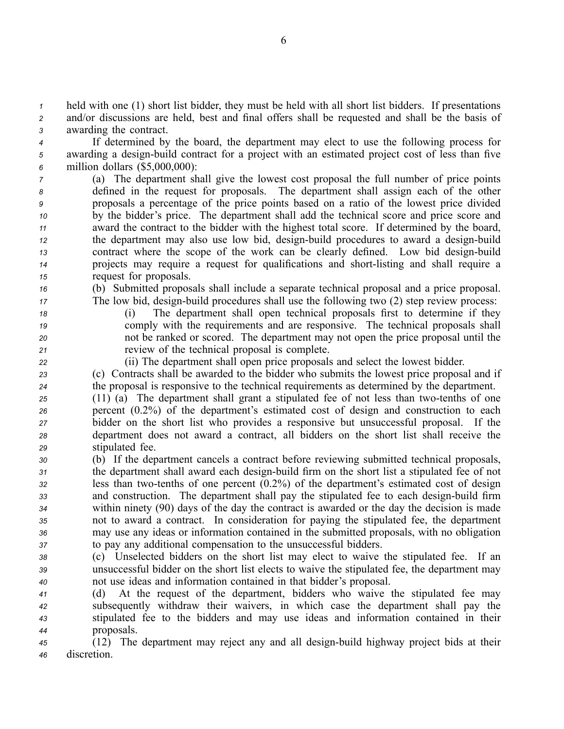held with one (1) short list bidder, they must be held with all short list bidders. If presentations and/or discussions are held, best and final offers shall be requested and shall be the basis of awarding the contract.

If determined by the board, the department may elect to use the following process for awarding a design-build contract for a project with an estimated project cost of less than five million dollars ($5,000,000):

(a) The department shall give the lowest cost proposal the full number of price points defined in the request for proposals. The department shall assign each of the other proposals a percentage of the price points based on a ratio of the lowest price divided by the bidder's price. The department shall add the technical score and price score and award the contract to the bidder with the highest total score. If determined by the board, the department may also use low bid, design-build procedures to award a design-build contract where the scope of the work can be clearly defined. Low bid design-build projects may require a request for qualifications and short-listing and shall require a request for proposals.

(b) Submitted proposals shall include a separate technical proposal and a price proposal. The low bid, design-build procedures shall use the following two (2) step review process:

(i) The department shall open technical proposals first to determine if they comply with the requirements and are responsive. The technical proposals shall not be ranked or scored. The department may not open the price proposal until the review of the technical proposal is complete.

(ii) The department shall open price proposals and select the lowest bidder.

(c) Contracts shall be awarded to the bidder who submits the lowest price proposal and if the proposal is responsive to the technical requirements as determined by the department.

(11) (a) The department shall grant a stipulated fee of not less than two-tenths of one percent (0.2%) of the department's estimated cost of design and construction to each bidder on the short list who provides a responsive but unsuccessful proposal. If the department does not award a contract, all bidders on the short list shall receive the stipulated fee.

(b) If the department cancels a contract before reviewing submitted technical proposals, the department shall award each design-build firm on the short list a stipulated fee of not less than two-tenths of one percent (0.2%) of the department's estimated cost of design and construction. The department shall pay the stipulated fee to each design-build firm within ninety (90) days of the day the contract is awarded or the day the decision is made not to award a contract. In consideration for paying the stipulated fee, the department may use any ideas or information contained in the submitted proposals, with no obligation to pay any additional compensation to the unsuccessful bidders.

(c) Unselected bidders on the short list may elect to waive the stipulated fee. If an unsuccessful bidder on the short list elects to waive the stipulated fee, the department may not use ideas and information contained in that bidder's proposal.

(d) At the request of the department, bidders who waive the stipulated fee may subsequently withdraw their waivers, in which case the department shall pay the stipulated fee to the bidders and may use ideas and information contained in their proposals.

(12) The department may reject any and all design-build highway project bids at their discretion.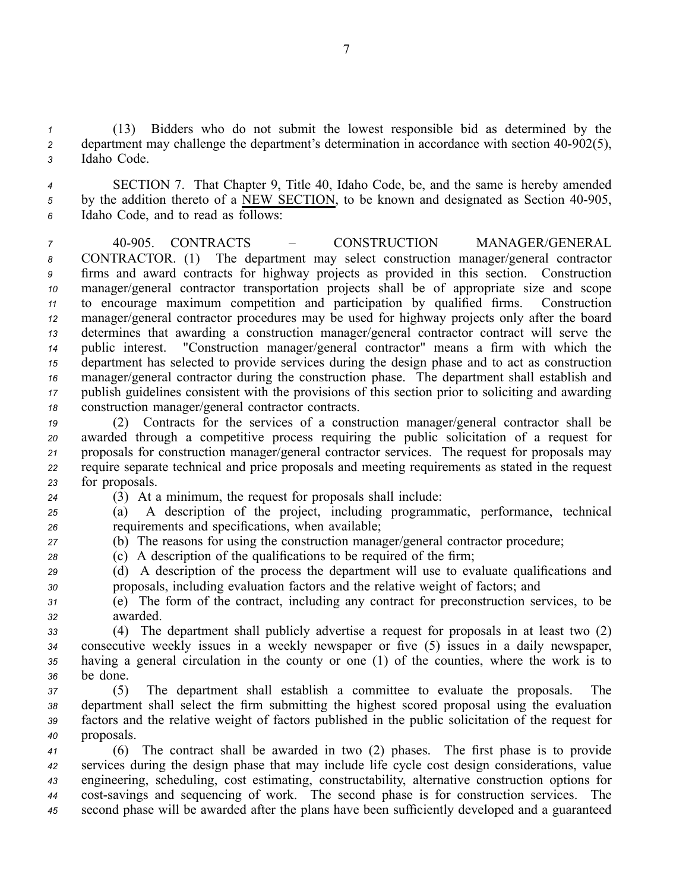(13) Bidders who do not submit the lowest responsible bid as determined by the department may challenge the department's determination in accordance with section 40-902(5), Idaho Code.

SECTION 7. That Chapter 9, Title 40, Idaho Code, be, and the same is hereby amended by the addition thereto of a NEW SECTION, to be known and designated as Section 40-905, Idaho Code, and to read as follows:

40-905. CONTRACTS – CONSTRUCTION MANAGER/GENERAL CONTRACTOR. (1) The department may select construction manager/general contractor firms and award contracts for highway projects as provided in this section. Construction manager/general contractor transportation projects shall be of appropriate size and scope to encourage maximum competition and participation by qualified firms. Construction manager/general contractor procedures may be used for highway projects only after the board determines that awarding a construction manager/general contractor contract will serve the public interest. "Construction manager/general contractor" means a firm with which the department has selected to provide services during the design phase and to act as construction manager/general contractor during the construction phase. The department shall establish and publish guidelines consistent with the provisions of this section prior to soliciting and awarding construction manager/general contractor contracts.

(2) Contracts for the services of a construction manager/general contractor shall be awarded through a competitive process requiring the public solicitation of a request for proposals for construction manager/general contractor services. The request for proposals may require separate technical and price proposals and meeting requirements as stated in the request for proposals.

(3) At a minimum, the request for proposals shall include:

(a) A description of the project, including programmatic, performance, technical requirements and specifications, when available;

(b) The reasons for using the construction manager/general contractor procedure;

(c) A description of the qualifications to be required of the firm;

(d) A description of the process the department will use to evaluate qualifications and proposals, including evaluation factors and the relative weight of factors; and

(e) The form of the contract, including any contract for preconstruction services, to be awarded.

(4) The department shall publicly advertise a request for proposals in at least two (2) consecutive weekly issues in a weekly newspaper or five (5) issues in a daily newspaper, having a general circulation in the county or one (1) of the counties, where the work is to be done.

(5) The department shall establish a committee to evaluate the proposals. The department shall select the firm submitting the highest scored proposal using the evaluation factors and the relative weight of factors published in the public solicitation of the request for proposals.

(6) The contract shall be awarded in two (2) phases. The first phase is to provide services during the design phase that may include life cycle cost design considerations, value engineering, scheduling, cost estimating, constructability, alternative construction options for cost-savings and sequencing of work. The second phase is for construction services. The second phase will be awarded after the plans have been sufficiently developed and a guaranteed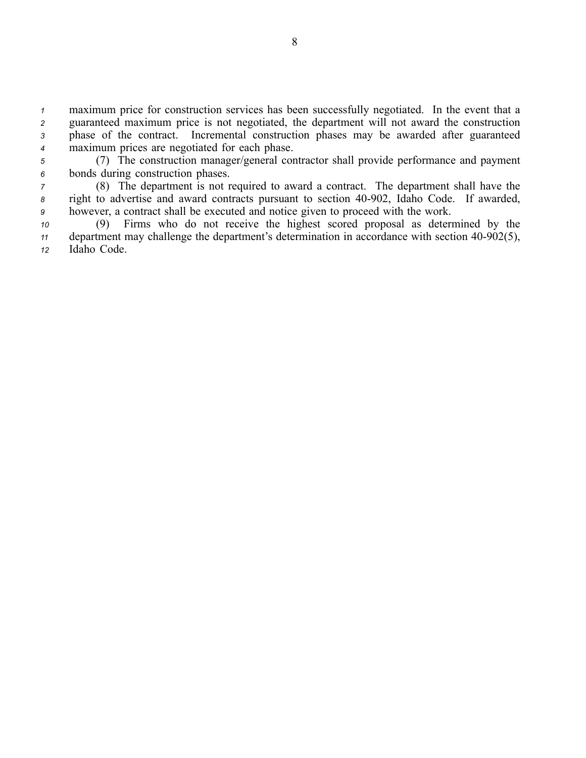maximum price for construction services has been successfully negotiated. In the event that a guaranteed maximum price is not negotiated, the department will not award the construction phase of the contract. Incremental construction phases may be awarded after guaranteed maximum prices are negotiated for each phase.

(7) The construction manager/general contractor shall provide performance and payment bonds during construction phases.

(8) The department is not required to award a contract. The department shall have the right to advertise and award contracts pursuant to section 40-902, Idaho Code. If awarded, however, a contract shall be executed and notice given to proceed with the work.

(9) Firms who do not receive the highest scored proposal as determined by the department may challenge the department's determination in accordance with section 40-902(5), Idaho Code.